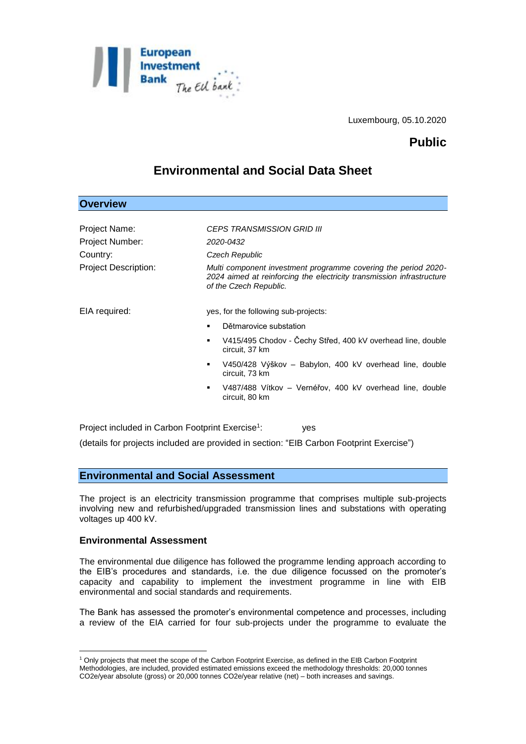Luxembourg, 05.10.2020

**Public**

# Environmental and Social Data Sheet

## Overview

Project Name: *CEPS TRANSMISSION GRID III*

Project Number: *2020-0432*

Country: *Czech Republic*

Project Description: *Multi component investment programme covering the period 2020-2024 aimed at reinforcing the electricity transmission infrastructure of the Czech Republic.*

EIA required: yes, for the following sub-projects:

- Dětmarovice substation
- V415/495 Chodov - Čechy Střed, 400 kV overhead line, double circuit, 37 km
- V450/428 Výškov – Babylon, 400 kV overhead line, double circuit, 73 km
- V487/488 Vítkov – Vernéřov, 400 kV overhead line, double circuit, 80 km

Project included in Carbon Footprint Exercise[1]: yes

(details for projects included are provided in section: "EIB Carbon Footprint Exercise")

## Environmental and Social Assessment

The project is an electricity transmission programme that comprises multiple sub-projects involving new and refurbished/upgraded transmission lines and substations with operating voltages up 400 kV.

### Environmental Assessment

The environmental due diligence has followed the programme lending approach according to the EIB's procedures and standards, i.e. the due diligence focussed on the promoter's capacity and capability to implement the investment programme in line with EIB environmental and social standards and requirements.

The Bank has assessed the promoter's environmental competence and processes, including a review of the EIA carried for four sub-projects under the programme to evaluate the

[1] Only projects that meet the scope of the Carbon Footprint Exercise, as defined in the EIB Carbon Footprint Methodologies, are included, provided estimated emissions exceed the methodology thresholds: 20,000 tonnes CO2e/year absolute (gross) or 20,000 tonnes CO2e/year relative (net) – both increases and savings.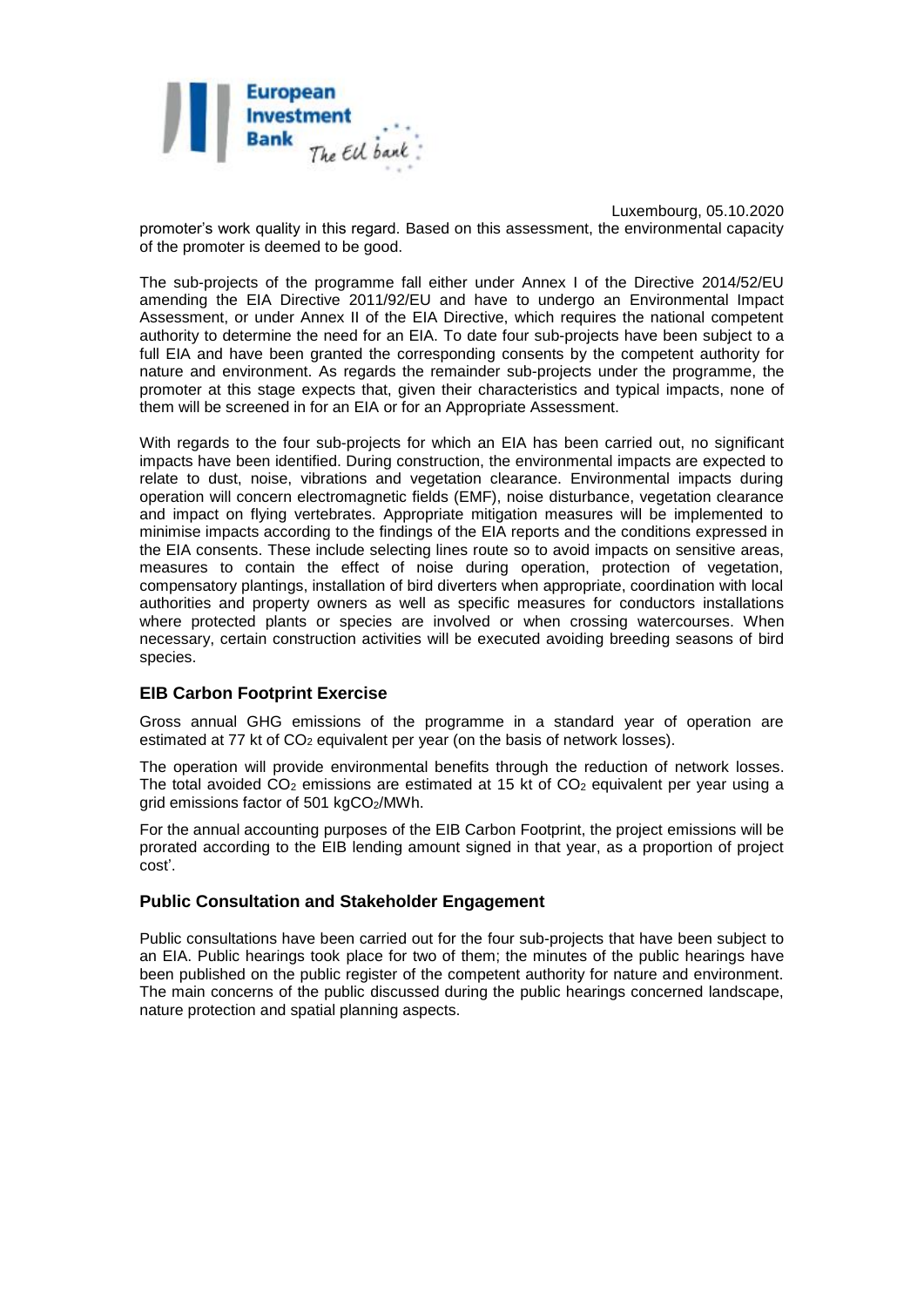promoter's work quality in this regard. Based on this assessment, the environmental capacity of the promoter is deemed to be good.

The sub-projects of the programme fall either under Annex I of the Directive 2014/52/EU amending the EIA Directive 2011/92/EU and have to undergo an Environmental Impact Assessment, or under Annex II of the EIA Directive, which requires the national competent authority to determine the need for an EIA. To date four sub-projects have been subject to a full EIA and have been granted the corresponding consents by the competent authority for nature and environment. As regards the remainder sub-projects under the programme, the promoter at this stage expects that, given their characteristics and typical impacts, none of them will be screened in for an EIA or for an Appropriate Assessment.

With regards to the four sub-projects for which an EIA has been carried out, no significant impacts have been identified. During construction, the environmental impacts are expected to relate to dust, noise, vibrations and vegetation clearance. Environmental impacts during operation will concern electromagnetic fields (EMF), noise disturbance, vegetation clearance and impact on flying vertebrates. Appropriate mitigation measures will be implemented to minimise impacts according to the findings of the EIA reports and the conditions expressed in the EIA consents. These include selecting lines route so to avoid impacts on sensitive areas, measures to contain the effect of noise during operation, protection of vegetation, compensatory plantings, installation of bird diverters when appropriate, coordination with local authorities and property owners as well as specific measures for conductors installations where protected plants or species are involved or when crossing watercourses. When necessary, certain construction activities will be executed avoiding breeding seasons of bird species.

## EIB Carbon Footprint Exercise

Gross annual GHG emissions of the programme in a standard year of operation are estimated at 77 kt of $CO_2$ equivalent per year (on the basis of network losses).

The operation will provide environmental benefits through the reduction of network losses. The total avoided $CO_2$ emissions are estimated at 15 kt of $CO_2$ equivalent per year using a grid emissions factor of 501 kg$CO_2$/MWh.

For the annual accounting purposes of the EIB Carbon Footprint, the project emissions will be prorated according to the EIB lending amount signed in that year, as a proportion of project cost'.

## Public Consultation and Stakeholder Engagement

Public consultations have been carried out for the four sub-projects that have been subject to an EIA. Public hearings took place for two of them; the minutes of the public hearings have been published on the public register of the competent authority for nature and environment. The main concerns of the public discussed during the public hearings concerned landscape, nature protection and spatial planning aspects.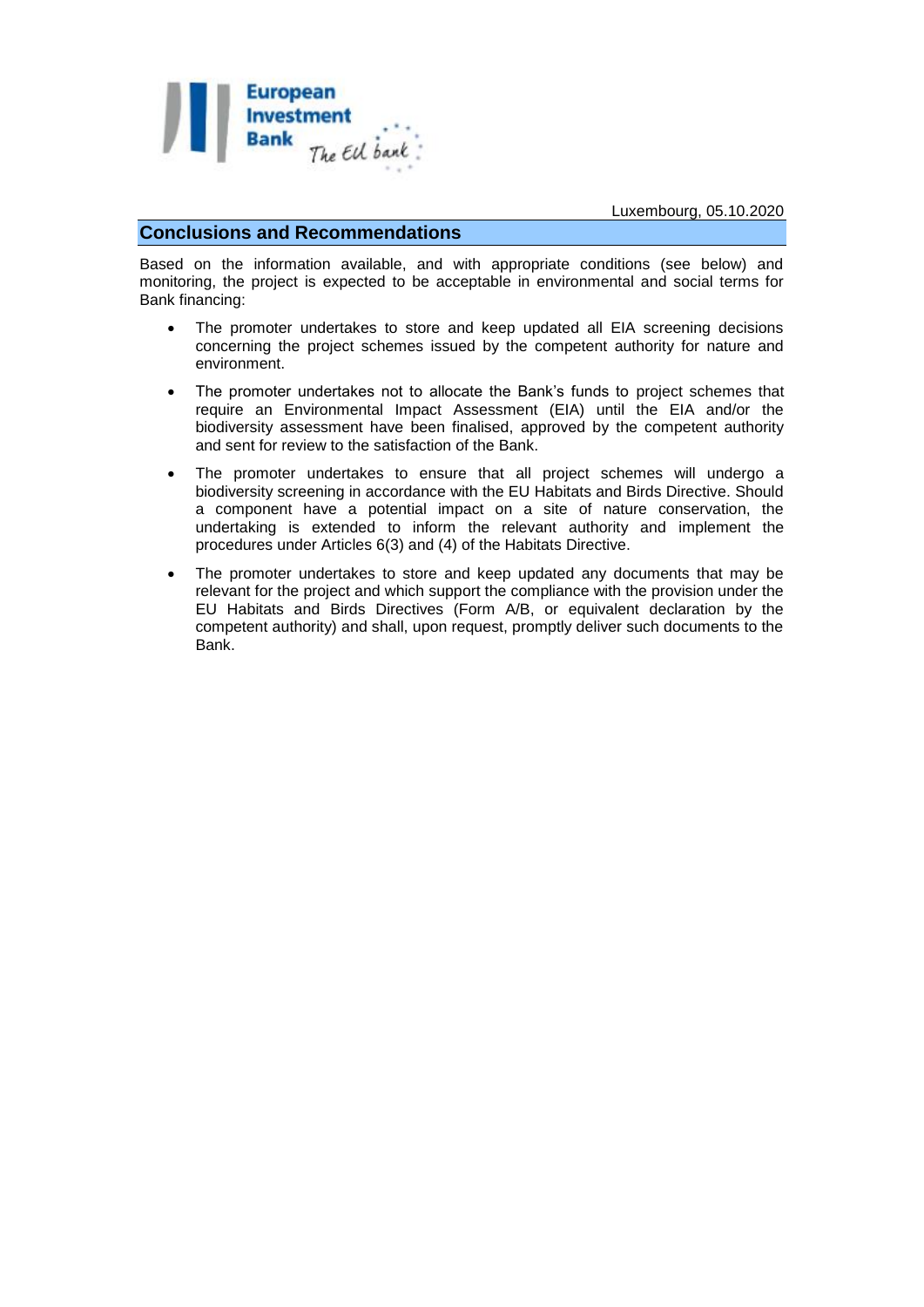Luxembourg, 05.10.2020

## Conclusions and Recommendations

Based on the information available, and with appropriate conditions (see below) and monitoring, the project is expected to be acceptable in environmental and social terms for Bank financing:

- The promoter undertakes to store and keep updated all EIA screening decisions concerning the project schemes issued by the competent authority for nature and environment.
- The promoter undertakes not to allocate the Bank's funds to project schemes that require an Environmental Impact Assessment (EIA) until the EIA and/or the biodiversity assessment have been finalised, approved by the competent authority and sent for review to the satisfaction of the Bank.
- The promoter undertakes to ensure that all project schemes will undergo a biodiversity screening in accordance with the EU Habitats and Birds Directive. Should a component have a potential impact on a site of nature conservation, the undertaking is extended to inform the relevant authority and implement the procedures under Articles 6(3) and (4) of the Habitats Directive.
- The promoter undertakes to store and keep updated any documents that may be relevant for the project and which support the compliance with the provision under the EU Habitats and Birds Directives (Form A/B, or equivalent declaration by the competent authority) and shall, upon request, promptly deliver such documents to the Bank.